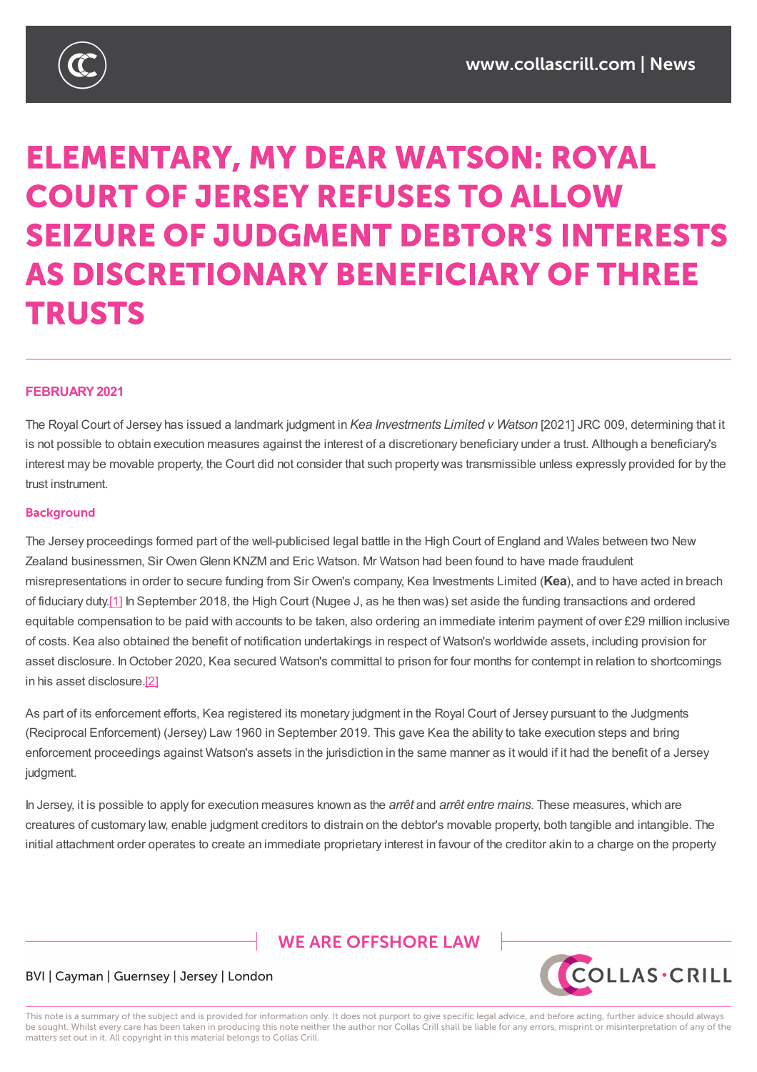# ELEMENTARY, MY DEAR WATSON: ROYAL COURT OF JERSEY REFUSES TO ALLOW SEIZURE OF JUDGMENT DEBTOR'S INTERESTS AS DISCRETIONARY BENEFICIARY OF THREE TRUSTS

**FEBRUARY 2021**

The Royal Court of Jersey has issued a landmark judgment in *Kea Investments Limited v Watson* [2021] JRC 009, determining that it is not possible to obtain execution measures against the interest of a discretionary beneficiary under a trust. Although a beneficiary's interest may be movable property, the Court did not consider that such property was transmissible unless expressly provided for by the trust instrument.

## Background

The Jersey proceedings formed part of the well-publicised legal battle in the High Court of England and Wales between two New Zealand businessmen, Sir Owen Glenn KNZM and Eric Watson. Mr Watson had been found to have made fraudulent misrepresentations in order to secure funding from Sir Owen's company, Kea Investments Limited (**Kea**), and to have acted in breach of fiduciary duty.[1] In September 2018, the High Court (Nugee J, as he then was) set aside the funding transactions and ordered equitable compensation to be paid with accounts to be taken, also ordering an immediate interim payment of over £29 million inclusive of costs. Kea also obtained the benefit of notification undertakings in respect of Watson's worldwide assets, including provision for asset disclosure. In October 2020, Kea secured Watson's committal to prison for four months for contempt in relation to shortcomings in his asset disclosure.[2]

As part of its enforcement efforts, Kea registered its monetary judgment in the Royal Court of Jersey pursuant to the Judgments (Reciprocal Enforcement) (Jersey) Law 1960 in September 2019. This gave Kea the ability to take execution steps and bring enforcement proceedings against Watson's assets in the jurisdiction in the same manner as it would if it had the benefit of a Jersey judgment.

In Jersey, it is possible to apply for execution measures known as the *arrêt* and *arrêt entre mains*. These measures, which are creatures of customary law, enable judgment creditors to distrain on the debtor's movable property, both tangible and intangible. The initial attachment order operates to create an immediate proprietary interest in favour of the creditor akin to a charge on the property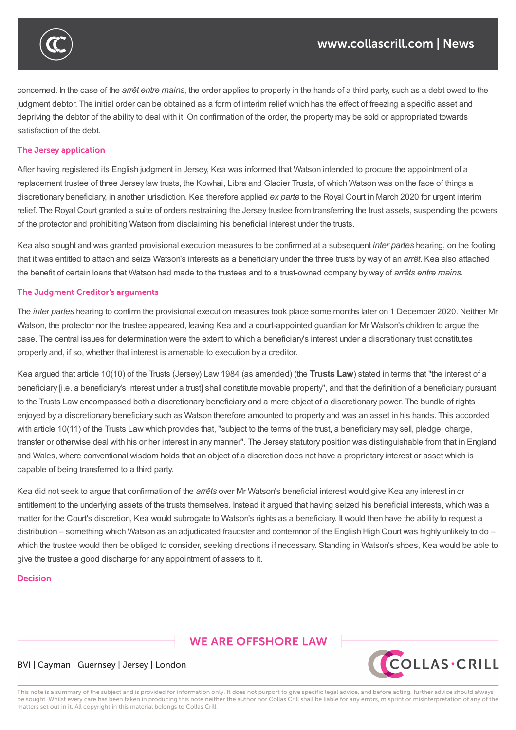concerned. In the case of the *arrêt entre mains*, the order applies to property in the hands of a third party, such as a debt owed to the judgment debtor. The initial order can be obtained as a form of interim relief which has the effect of freezing a specific asset and depriving the debtor of the ability to deal with it. On confirmation of the order, the property may be sold or appropriated towards satisfaction of the debt.

## The Jersey application

After having registered its English judgment in Jersey, Kea was informed that Watson intended to procure the appointment of a replacement trustee of three Jersey law trusts, the Kowhai, Libra and Glacier Trusts, of which Watson was on the face of things a discretionary beneficiary, in another jurisdiction. Kea therefore applied *ex parte* to the Royal Court in March 2020 for urgent interim relief. The Royal Court granted a suite of orders restraining the Jersey trustee from transferring the trust assets, suspending the powers of the protector and prohibiting Watson from disclaiming his beneficial interest under the trusts.

Kea also sought and was granted provisional execution measures to be confirmed at a subsequent *inter partes* hearing, on the footing that it was entitled to attach and seize Watson's interests as a beneficiary under the three trusts by way of an *arrêt*. Kea also attached the benefit of certain loans that Watson had made to the trustees and to a trust-owned company by way of *arrêts entre mains*.

## The Judgment Creditor's arguments

The *inter partes* hearing to confirm the provisional execution measures took place some months later on 1 December 2020. Neither Mr Watson, the protector nor the trustee appeared, leaving Kea and a court-appointed guardian for Mr Watson's children to argue the case. The central issues for determination were the extent to which a beneficiary's interest under a discretionary trust constitutes property and, if so, whether that interest is amenable to execution by a creditor.

Kea argued that article 10(10) of the Trusts (Jersey) Law 1984 (as amended) (the **Trusts Law**) stated in terms that "the interest of a beneficiary [i.e. a beneficiary's interest under a trust] shall constitute movable property", and that the definition of a beneficiary pursuant to the Trusts Law encompassed both a discretionary beneficiary and a mere object of a discretionary power. The bundle of rights enjoyed by a discretionary beneficiary such as Watson therefore amounted to property and was an asset in his hands. This accorded with article 10(11) of the Trusts Law which provides that, "subject to the terms of the trust, a beneficiary may sell, pledge, charge, transfer or otherwise deal with his or her interest in any manner". The Jersey statutory position was distinguishable from that in England and Wales, where conventional wisdom holds that an object of a discretion does not have a proprietary interest or asset which is capable of being transferred to a third party.

Kea did not seek to argue that confirmation of the *arrêts* over Mr Watson's beneficial interest would give Kea any interest in or entitlement to the underlying assets of the trusts themselves. Instead it argued that having seized his beneficial interests, which was a matter for the Court's discretion, Kea would subrogate to Watson's rights as a beneficiary. It would then have the ability to request a distribution – something which Watson as an adjudicated fraudster and contemnor of the English High Court was highly unlikely to do – which the trustee would then be obliged to consider, seeking directions if necessary. Standing in Watson's shoes, Kea would be able to give the trustee a good discharge for any appointment of assets to it.

## Decision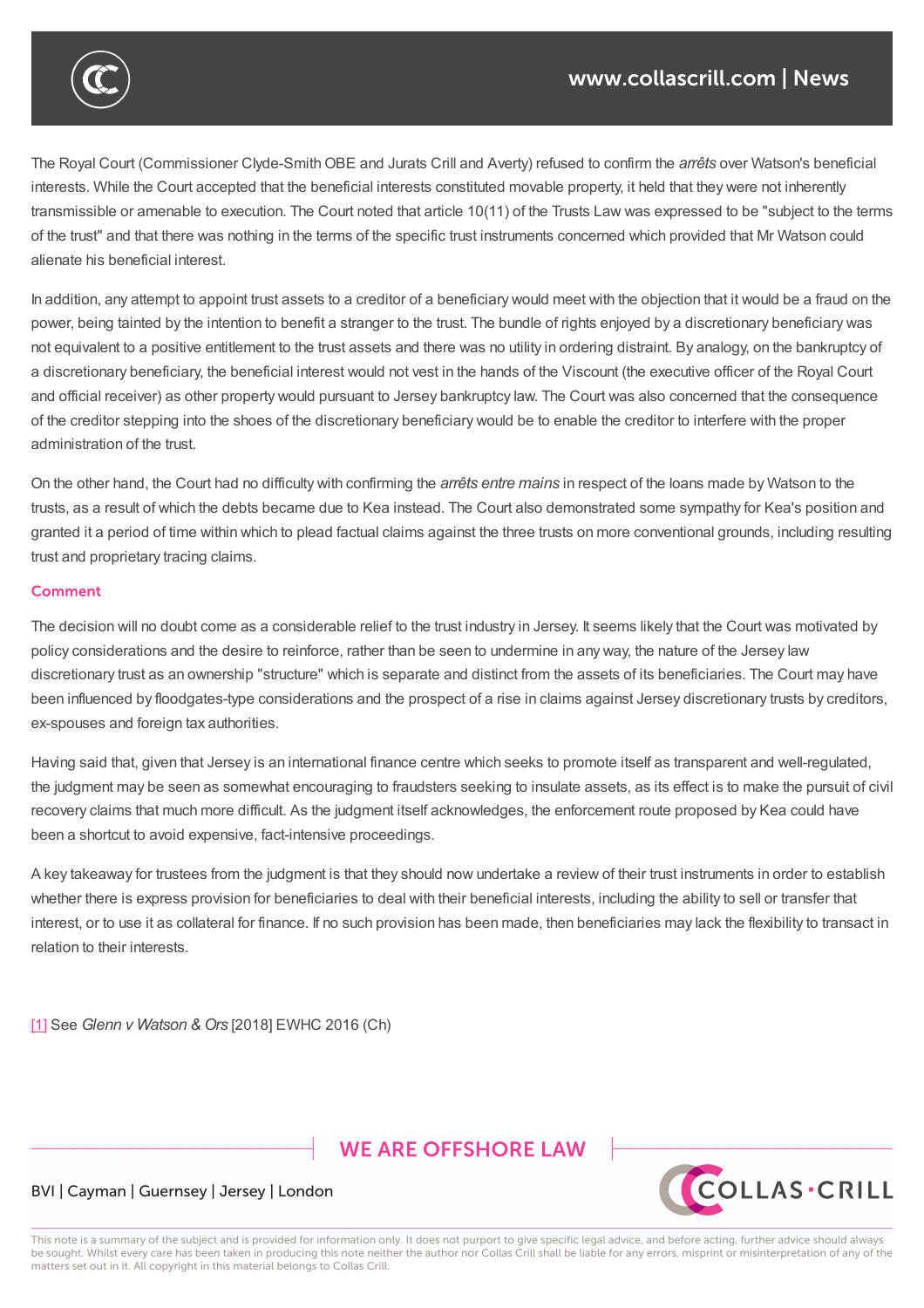The Royal Court (Commissioner Clyde-Smith OBE and Jurats Crill and Averty) refused to confirm the *arrêts* over Watson's beneficial interests. While the Court accepted that the beneficial interests constituted movable property, it held that they were not inherently transmissible or amenable to execution. The Court noted that article 10(11) of the Trusts Law was expressed to be "subject to the terms of the trust" and that there was nothing in the terms of the specific trust instruments concerned which provided that Mr Watson could alienate his beneficial interest.

In addition, any attempt to appoint trust assets to a creditor of a beneficiary would meet with the objection that it would be a fraud on the power, being tainted by the intention to benefit a stranger to the trust. The bundle of rights enjoyed by a discretionary beneficiary was not equivalent to a positive entitlement to the trust assets and there was no utility in ordering distraint. By analogy, on the bankruptcy of a discretionary beneficiary, the beneficial interest would not vest in the hands of the Viscount (the executive officer of the Royal Court and official receiver) as other property would pursuant to Jersey bankruptcy law. The Court was also concerned that the consequence of the creditor stepping into the shoes of the discretionary beneficiary would be to enable the creditor to interfere with the proper administration of the trust.

On the other hand, the Court had no difficulty with confirming the *arrêts entre mains* in respect of the loans made by Watson to the trusts, as a result of which the debts became due to Kea instead. The Court also demonstrated some sympathy for Kea's position and granted it a period of time within which to plead factual claims against the three trusts on more conventional grounds, including resulting trust and proprietary tracing claims.

## Comment

The decision will no doubt come as a considerable relief to the trust industry in Jersey. It seems likely that the Court was motivated by policy considerations and the desire to reinforce, rather than be seen to undermine in any way, the nature of the Jersey law discretionary trust as an ownership "structure" which is separate and distinct from the assets of its beneficiaries. The Court may have been influenced by floodgates-type considerations and the prospect of a rise in claims against Jersey discretionary trusts by creditors, ex-spouses and foreign tax authorities.

Having said that, given that Jersey is an international finance centre which seeks to promote itself as transparent and well-regulated, the judgment may be seen as somewhat encouraging to fraudsters seeking to insulate assets, as its effect is to make the pursuit of civil recovery claims that much more difficult. As the judgment itself acknowledges, the enforcement route proposed by Kea could have been a shortcut to avoid expensive, fact-intensive proceedings.

A key takeaway for trustees from the judgment is that they should now undertake a review of their trust instruments in order to establish whether there is express provision for beneficiaries to deal with their beneficial interests, including the ability to sell or transfer that interest, or to use it as collateral for finance. If no such provision has been made, then beneficiaries may lack the flexibility to transact in relation to their interests.

[1] See *Glenn v Watson & Ors* [2018] EWHC 2016 (Ch)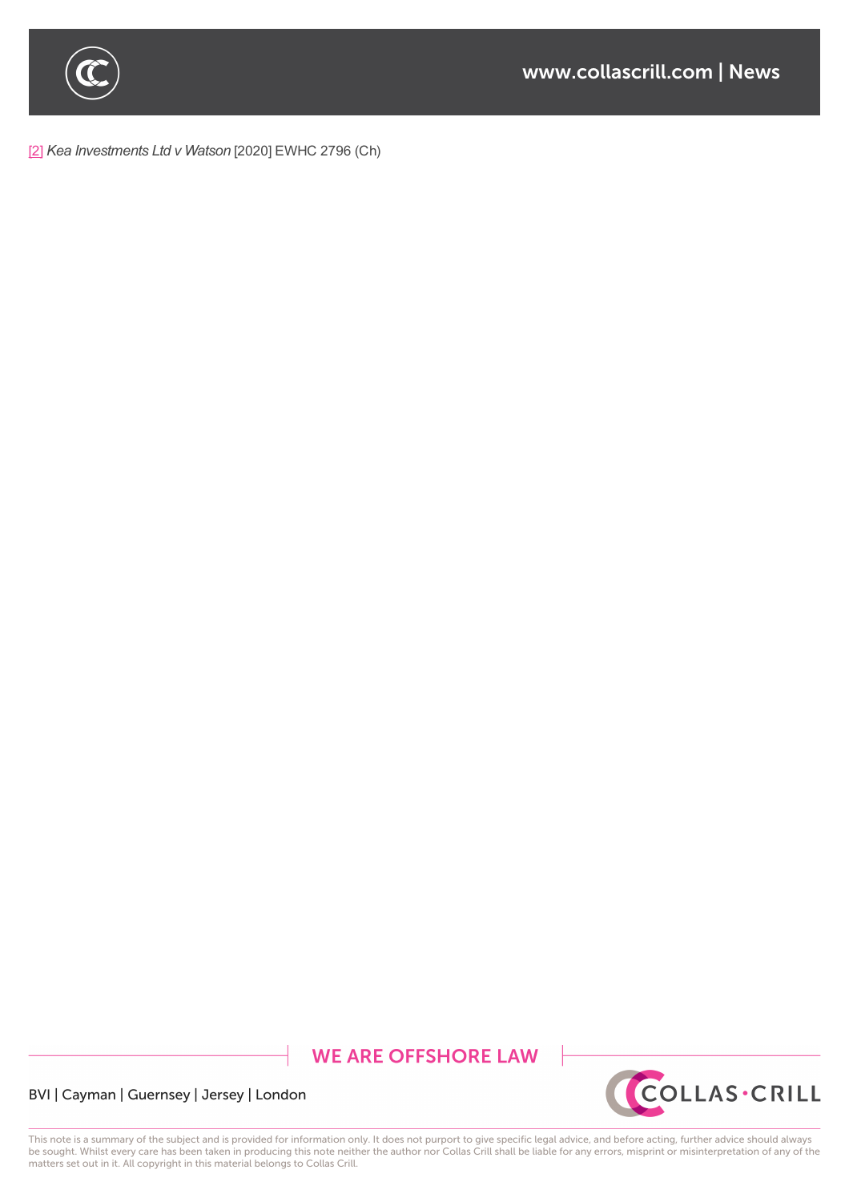[2] *Kea Investments Ltd v Watson* [2020] EWHC 2796 (Ch)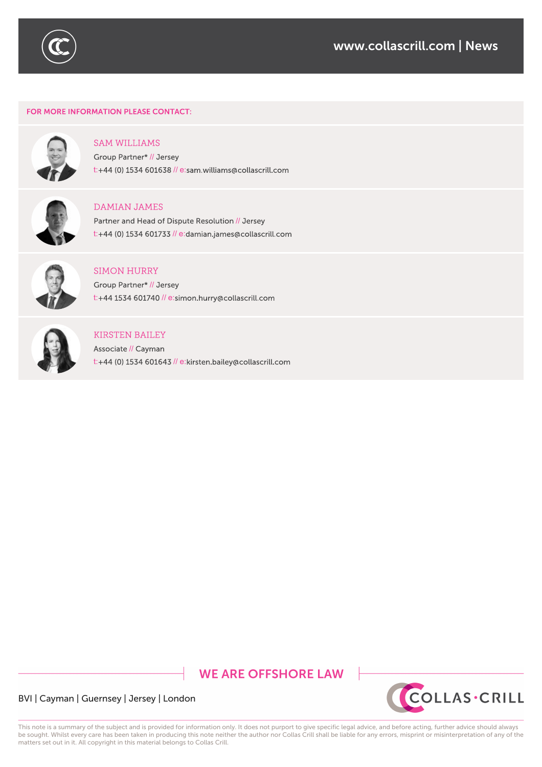**FOR MORE INFORMATION PLEASE CONTACT:**

### SAM WILLIAMS
Group Partner* // Jersey
t:+44 (0) 1534 601638 // e:sam.williams@collascrill.com

### DAMIAN JAMES
Partner and Head of Dispute Resolution // Jersey
t:+44 (0) 1534 601733 // e:damian.james@collascrill.com

### SIMON HURRY
Group Partner* // Jersey
t:+44 1534 601740 // e:simon.hurry@collascrill.com

### KIRSTEN BAILEY
Associate // Cayman
t:+44 (0) 1534 601643 // e:kirsten.bailey@collascrill.com

WE ARE OFFSHORE LAW

BVI | Cayman | Guernsey | Jersey | London

COLLAS·CRILL

This note is a summary of the subject and is provided for information only. It does not purport to give specific legal advice, and before acting, further advice should always be sought. Whilst every care has been taken in producing this note neither the author nor Collas Crill shall be liable for any errors, misprint or misinterpretation of any of the matters set out in it. All copyright in this material belongs to Collas Crill.